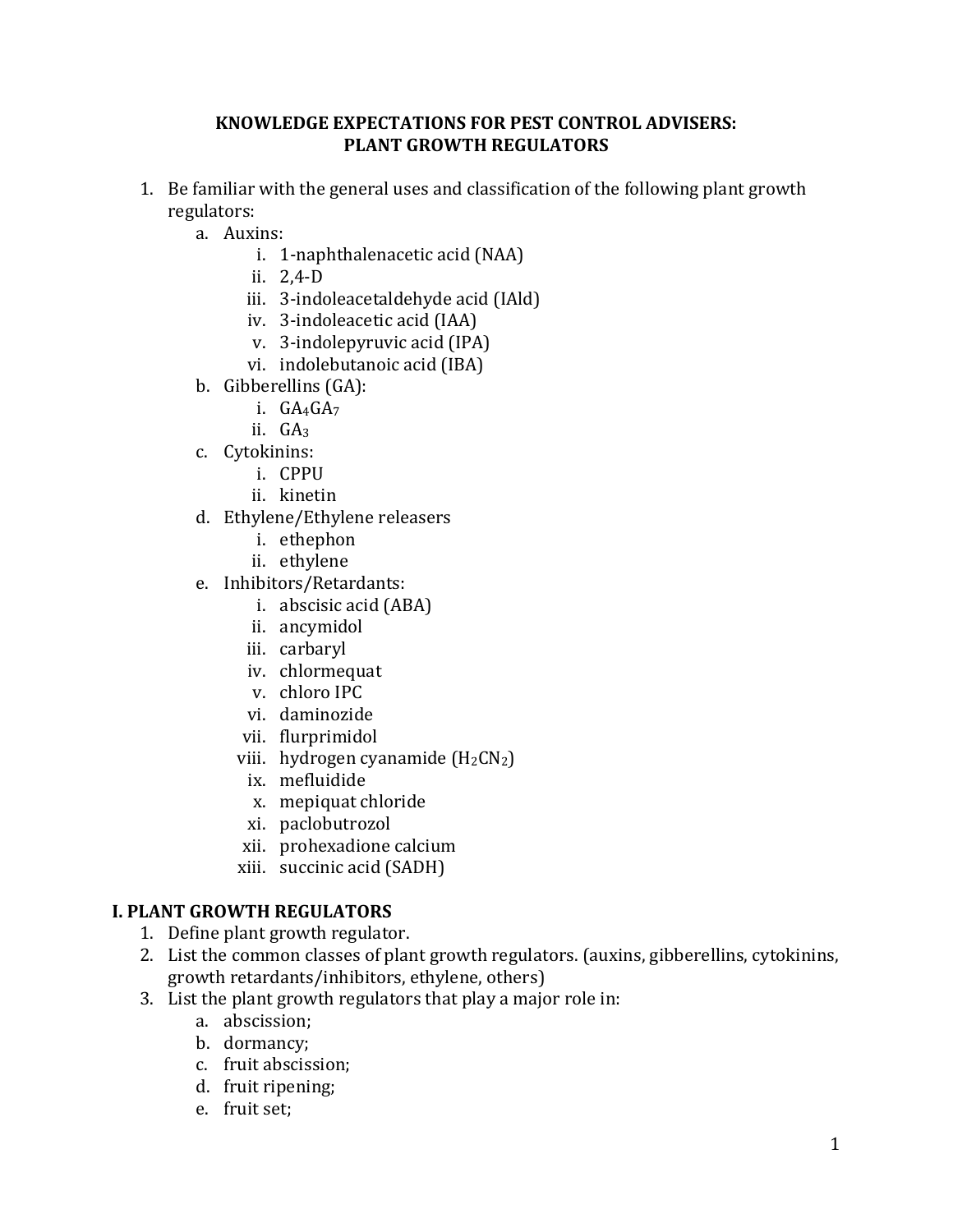# KNOWLEDGE EXPECTATIONS FOR PEST CONTROL ADVISERS: PLANT GROWTH REGULATORS

1. Be familiar with the general uses and classification of the following plant growth regulators:
    a. Auxins:
        i. 1-naphthalenacetic acid (NAA)
        ii. 2,4-D
        iii. 3-indoleacetaldehyde acid (IAld)
        iv. 3-indoleacetic acid (IAA)
        v. 3-indolepyruvic acid (IPA)
        vi. indolebutanoic acid (IBA)
    b. Gibberellins (GA):
        i. $GA_4GA_7$
        ii. $GA_3$
    c. Cytokinins:
        i. CPPU
        ii. kinetin
    d. Ethylene/Ethylene releasers
        i. ethephon
        ii. ethylene
    e. Inhibitors/Retardants:
        i. abscisic acid (ABA)
        ii. ancymidol
        iii. carbaryl
        iv. chlormequat
        v. chloro IPC
        vi. daminozide
        vii. flurprimidol
        viii. hydrogen cyanamide ($H_2CN_2$)
        ix. mefluidide
        x. mepiquat chloride
        xi. paclobutrozol
        xii. prohexadione calcium
        xiii. succinic acid (SADH)

## I. PLANT GROWTH REGULATORS

1. Define plant growth regulator.
2. List the common classes of plant growth regulators. (auxins, gibberellins, cytokinins, growth retardants/inhibitors, ethylene, others)
3. List the plant growth regulators that play a major role in:
    a. abscission;
    b. dormancy;
    c. fruit abscission;
    d. fruit ripening;
    e. fruit set;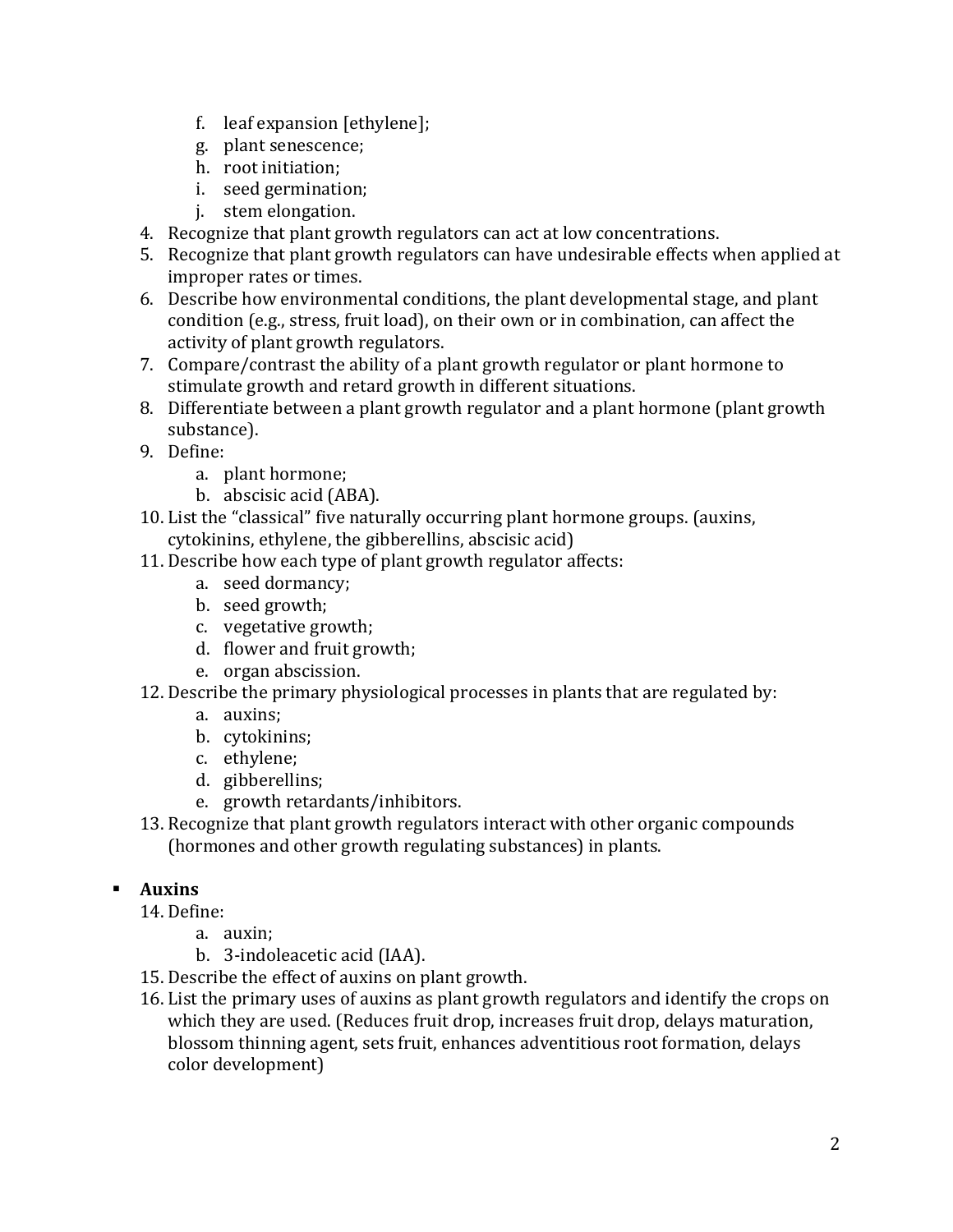f. leaf expansion [ethylene];
   g. plant senescence;
   h. root initiation;
   i. seed germination;
   j. stem elongation.

4. Recognize that plant growth regulators can act at low concentrations.
5. Recognize that plant growth regulators can have undesirable effects when applied at improper rates or times.
6. Describe how environmental conditions, the plant developmental stage, and plant condition (e.g., stress, fruit load), on their own or in combination, can affect the activity of plant growth regulators.
7. Compare/contrast the ability of a plant growth regulator or plant hormone to stimulate growth and retard growth in different situations.
8. Differentiate between a plant growth regulator and a plant hormone (plant growth substance).
9. Define:
   a. plant hormone;
   b. abscisic acid (ABA).
10. List the "classical" five naturally occurring plant hormone groups. (auxins, cytokinins, ethylene, the gibberellins, abscisic acid)
11. Describe how each type of plant growth regulator affects:
    a. seed dormancy;
    b. seed growth;
    c. vegetative growth;
    d. flower and fruit growth;
    e. organ abscission.
12. Describe the primary physiological processes in plants that are regulated by:
    a. auxins;
    b. cytokinins;
    c. ethylene;
    d. gibberellins;
    e. growth retardants/inhibitors.
13. Recognize that plant growth regulators interact with other organic compounds (hormones and other growth regulating substances) in plants.

- **Auxins**

14. Define:
    a. auxin;
    b. 3-indoleacetic acid (IAA).
15. Describe the effect of auxins on plant growth.
16. List the primary uses of auxins as plant growth regulators and identify the crops on which they are used. (Reduces fruit drop, increases fruit drop, delays maturation, blossom thinning agent, sets fruit, enhances adventitious root formation, delays color development)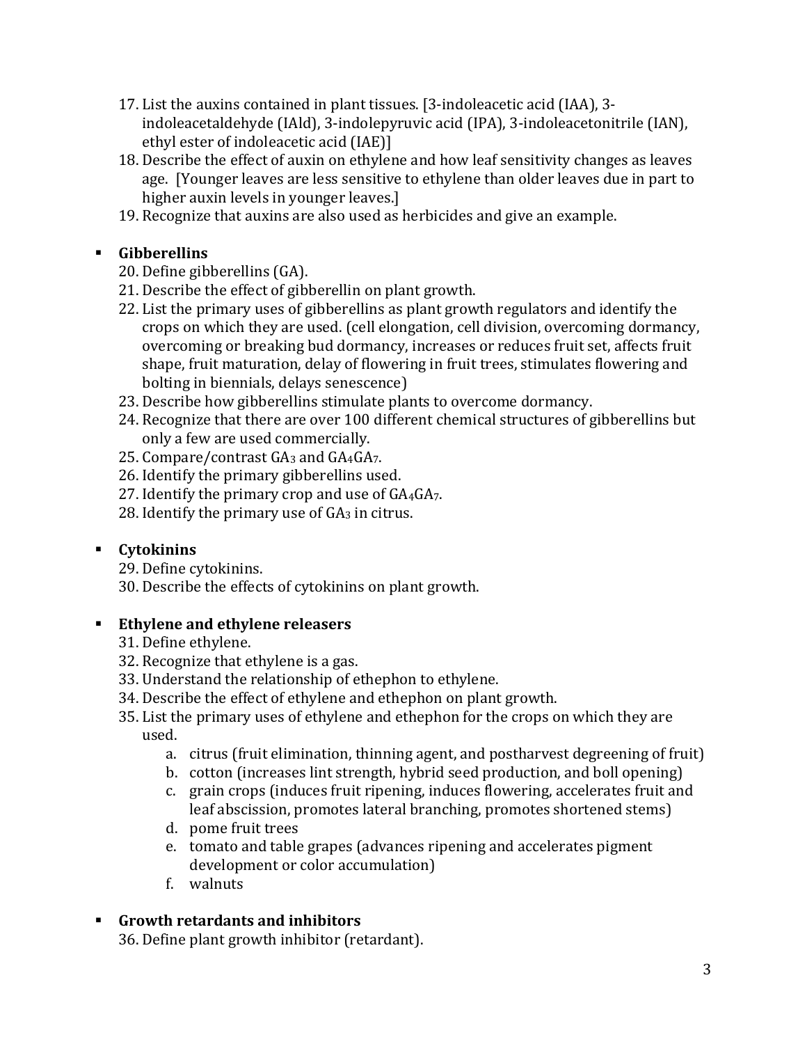17. List the auxins contained in plant tissues. [3-indoleacetic acid (IAA), 3-indoleacetaldehyde (IAld), 3-indolepyruvic acid (IPA), 3-indoleacetonitrile (IAN), ethyl ester of indoleacetic acid (IAE)]
18. Describe the effect of auxin on ethylene and how leaf sensitivity changes as leaves age. [Younger leaves are less sensitive to ethylene than older leaves due in part to higher auxin levels in younger leaves.]
19. Recognize that auxins are also used as herbicides and give an example.

- **Gibberellins**

20. Define gibberellins (GA).
21. Describe the effect of gibberellin on plant growth.
22. List the primary uses of gibberellins as plant growth regulators and identify the crops on which they are used. (cell elongation, cell division, overcoming dormancy, overcoming or breaking bud dormancy, increases or reduces fruit set, affects fruit shape, fruit maturation, delay of flowering in fruit trees, stimulates flowering and bolting in biennials, delays senescence)
23. Describe how gibberellins stimulate plants to overcome dormancy.
24. Recognize that there are over 100 different chemical structures of gibberellins but only a few are used commercially.
25. Compare/contrast $GA_3$ and $GA_4GA_7$.
26. Identify the primary gibberellins used.
27. Identify the primary crop and use of $GA_4GA_7$.
28. Identify the primary use of $GA_3$ in citrus.

- **Cytokinins**

29. Define cytokinins.
30. Describe the effects of cytokinins on plant growth.

- **Ethylene and ethylene releasers**

31. Define ethylene.
32. Recognize that ethylene is a gas.
33. Understand the relationship of ethephon to ethylene.
34. Describe the effect of ethylene and ethephon on plant growth.
35. List the primary uses of ethylene and ethephon for the crops on which they are used.
    a. citrus (fruit elimination, thinning agent, and postharvest degreening of fruit)
    b. cotton (increases lint strength, hybrid seed production, and boll opening)
    c. grain crops (induces fruit ripening, induces flowering, accelerates fruit and leaf abscission, promotes lateral branching, promotes shortened stems)
    d. pome fruit trees
    e. tomato and table grapes (advances ripening and accelerates pigment development or color accumulation)
    f. walnuts

- **Growth retardants and inhibitors**

36. Define plant growth inhibitor (retardant).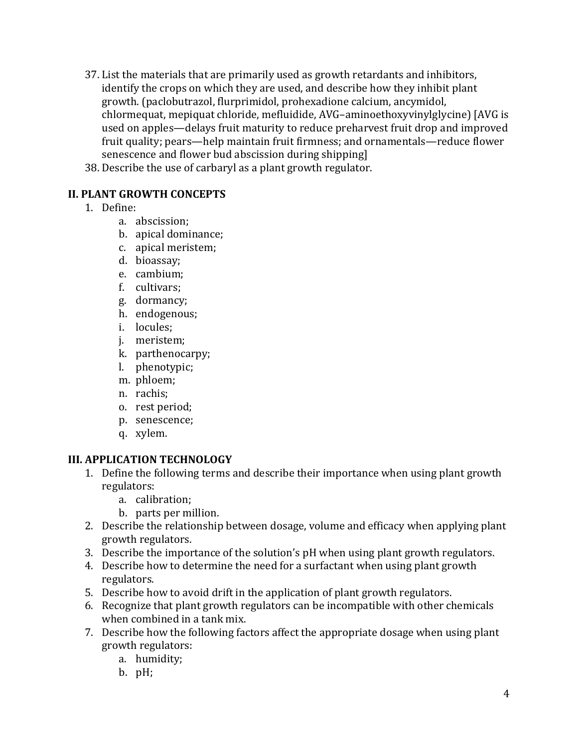37. List the materials that are primarily used as growth retardants and inhibitors, identify the crops on which they are used, and describe how they inhibit plant growth. (paclobutrazol, flurprimidol, prohexadione calcium, ancymidol, chlormequat, mepiquat chloride, mefluidide, AVG–aminoethoxyvinylglycine) [AVG is used on apples—delays fruit maturity to reduce preharvest fruit drop and improved fruit quality; pears—help maintain fruit firmness; and ornamentals—reduce flower senescence and flower bud abscission during shipping]
38. Describe the use of carbaryl as a plant growth regulator.

## II. PLANT GROWTH CONCEPTS

1. Define:
    a. abscission;
    b. apical dominance;
    c. apical meristem;
    d. bioassay;
    e. cambium;
    f. cultivars;
    g. dormancy;
    h. endogenous;
    i. locules;
    j. meristem;
    k. parthenocarpy;
    l. phenotypic;
    m. phloem;
    n. rachis;
    o. rest period;
    p. senescence;
    q. xylem.

## III. APPLICATION TECHNOLOGY

1. Define the following terms and describe their importance when using plant growth regulators:
    a. calibration;
    b. parts per million.
2. Describe the relationship between dosage, volume and efficacy when applying plant growth regulators.
3. Describe the importance of the solution's pH when using plant growth regulators.
4. Describe how to determine the need for a surfactant when using plant growth regulators.
5. Describe how to avoid drift in the application of plant growth regulators.
6. Recognize that plant growth regulators can be incompatible with other chemicals when combined in a tank mix.
7. Describe how the following factors affect the appropriate dosage when using plant growth regulators:
    a. humidity;
    b. pH;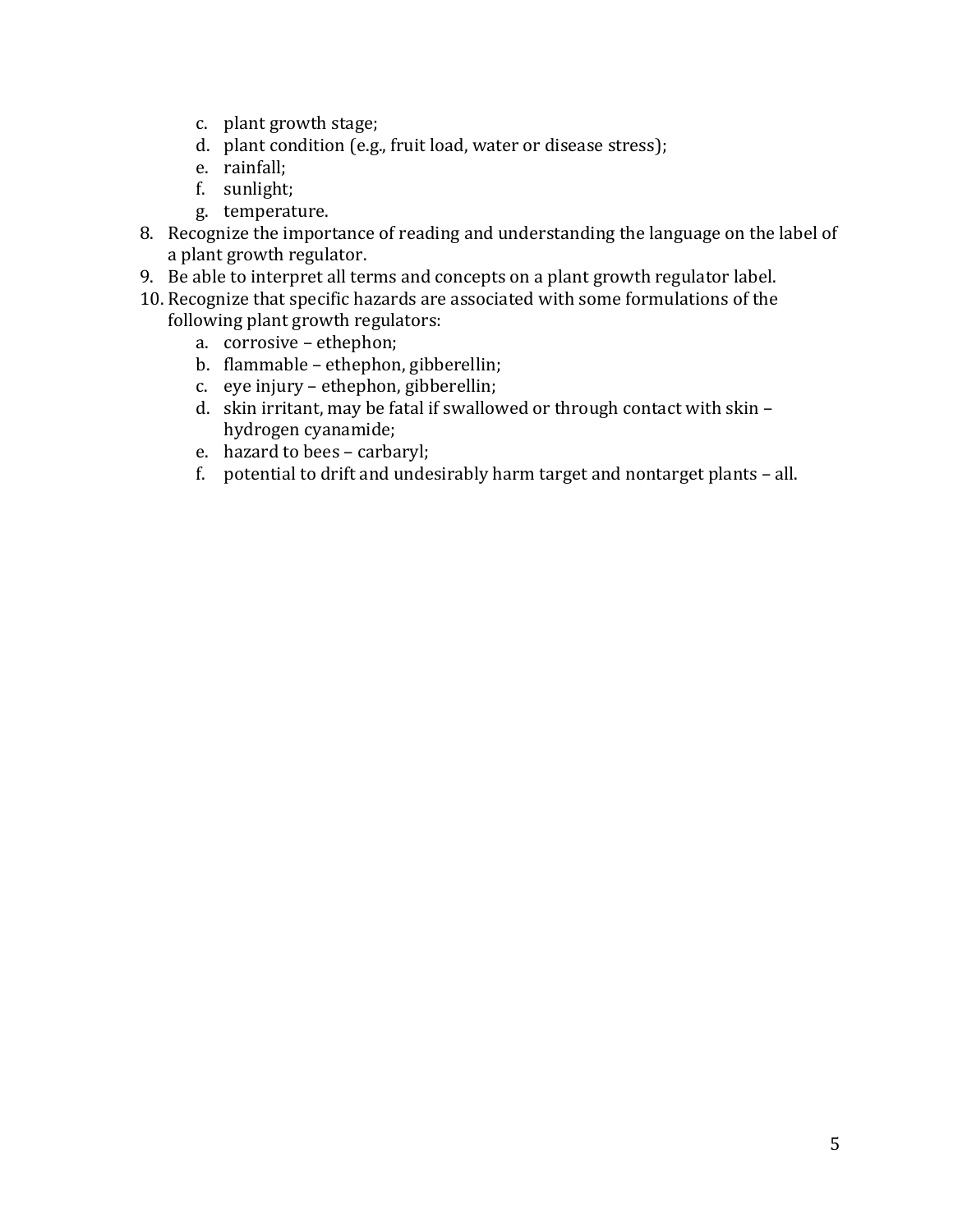c. plant growth stage;
   d. plant condition (e.g., fruit load, water or disease stress);
   e. rainfall;
   f. sunlight;
   g. temperature.

8. Recognize the importance of reading and understanding the language on the label of a plant growth regulator.
9. Be able to interpret all terms and concepts on a plant growth regulator label.
10. Recognize that specific hazards are associated with some formulations of the following plant growth regulators:
    a. corrosive – ethephon;
    b. flammable – ethephon, gibberellin;
    c. eye injury – ethephon, gibberellin;
    d. skin irritant, may be fatal if swallowed or through contact with skin – hydrogen cyanamide;
    e. hazard to bees – carbaryl;
    f. potential to drift and undesirably harm target and nontarget plants – all.